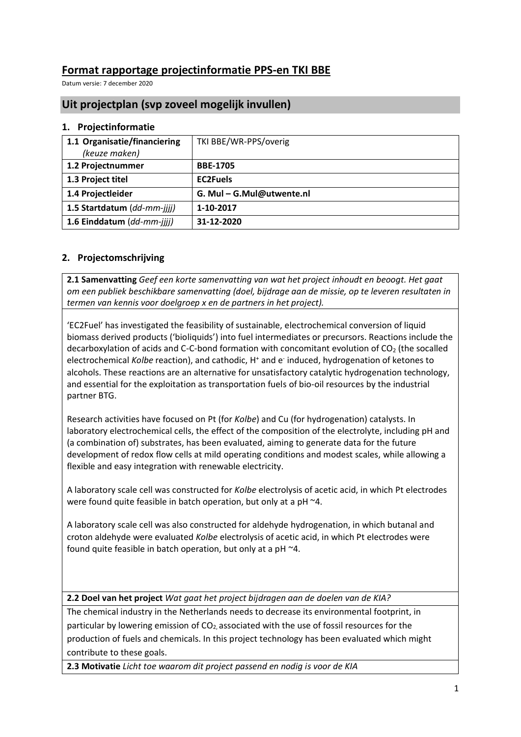# Format rapportage projectinformatie PPS-en TKI BBE

Datum versie: 7 december 2020

## Uit projectplan (svp zoveel mogelijk invullen)

### 1. Projectinformatie

| | |
|---|---|
| **1.1 Organisatie/financiering** *(keuze maken)* | TKI BBE/WR-PPS/overig |
| **1.2 Projectnummer** | **BBE-1705** |
| **1.3 Project titel** | **EC2Fuels** |
| **1.4 Projectleider** | **G. Mul – G.Mul@utwente.nl** |
| **1.5 Startdatum** *(dd-mm-jjjj)* | **1-10-2017** |
| **1.6 Einddatum** *(dd-mm-jjjj)* | **31-12-2020** |

### 2. Projectomschrijving

**2.1 Samenvatting** *Geef een korte samenvatting van wat het project inhoudt en beoogt. Het gaat om een publiek beschikbare samenvatting (doel, bijdrage aan de missie, op te leveren resultaten in termen van kennis voor doelgroep x en de partners in het project).*

'EC2Fuel' has investigated the feasibility of sustainable, electrochemical conversion of liquid biomass derived products ('bioliquids') into fuel intermediates or precursors. Reactions include the decarboxylation of acids and C-C-bond formation with concomitant evolution of $CO_2$ (the socalled electrochemical *Kolbe* reaction), and cathodic, $H^+$ and $e^-$ induced, hydrogenation of ketones to alcohols. These reactions are an alternative for unsatisfactory catalytic hydrogenation technology, and essential for the exploitation as transportation fuels of bio-oil resources by the industrial partner BTG.

Research activities have focused on Pt (for *Kolbe*) and Cu (for hydrogenation) catalysts. In laboratory electrochemical cells, the effect of the composition of the electrolyte, including pH and (a combination of) substrates, has been evaluated, aiming to generate data for the future development of redox flow cells at mild operating conditions and modest scales, while allowing a flexible and easy integration with renewable electricity.

A laboratory scale cell was constructed for *Kolbe* electrolysis of acetic acid, in which Pt electrodes were found quite feasible in batch operation, but only at a pH ~4.

A laboratory scale cell was also constructed for aldehyde hydrogenation, in which butanal and croton aldehyde were evaluated *Kolbe* electrolysis of acetic acid, in which Pt electrodes were found quite feasible in batch operation, but only at a pH ~4.

**2.2 Doel van het project** *Wat gaat het project bijdragen aan de doelen van de KIA?*

The chemical industry in the Netherlands needs to decrease its environmental footprint, in particular by lowering emission of $CO_2$, associated with the use of fossil resources for the production of fuels and chemicals. In this project technology has been evaluated which might contribute to these goals.

**2.3 Motivatie** *Licht toe waarom dit project passend en nodig is voor de KIA*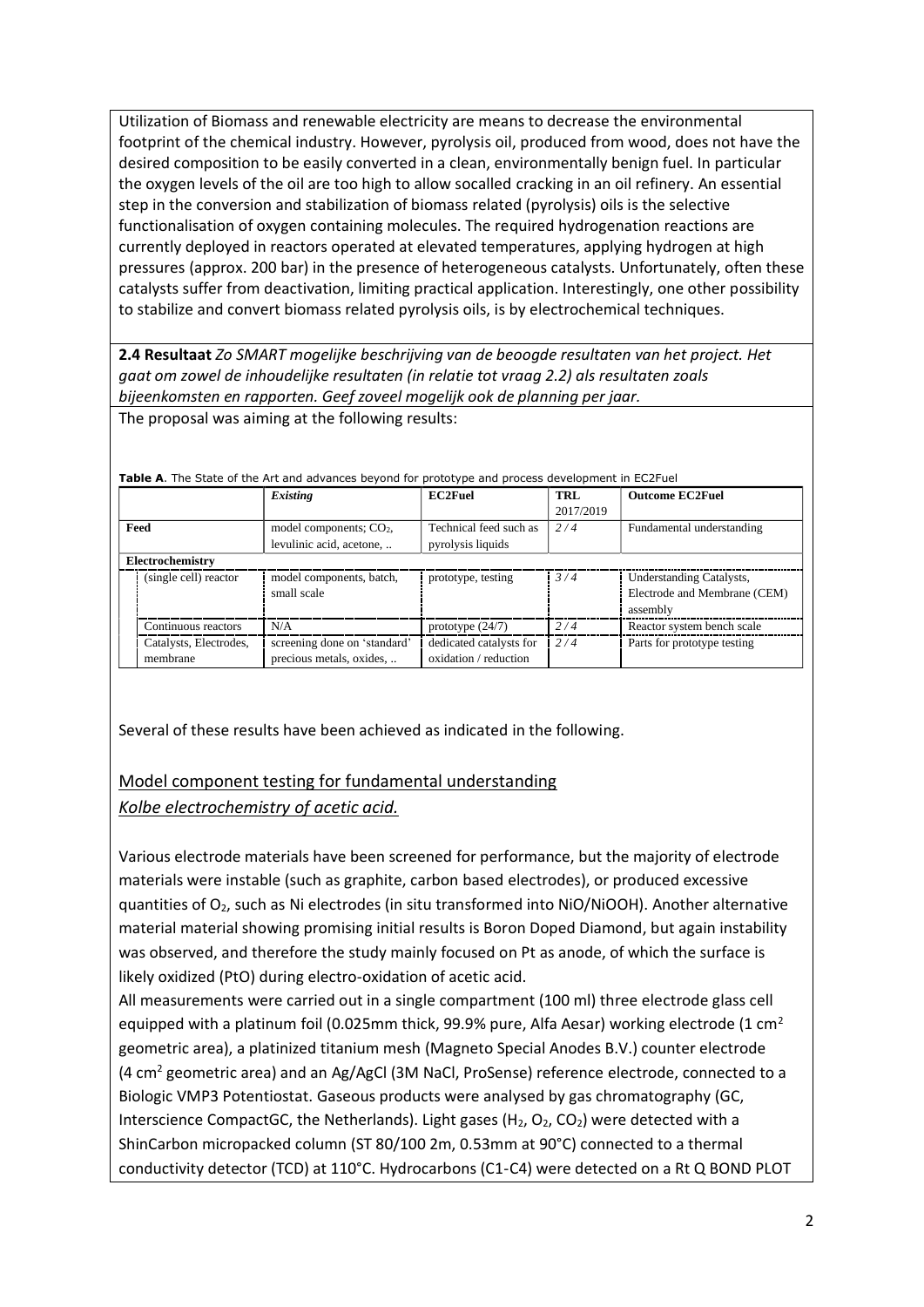Utilization of Biomass and renewable electricity are means to decrease the environmental footprint of the chemical industry. However, pyrolysis oil, produced from wood, does not have the desired composition to be easily converted in a clean, environmentally benign fuel. In particular the oxygen levels of the oil are too high to allow socalled cracking in an oil refinery. An essential step in the conversion and stabilization of biomass related (pyrolysis) oils is the selective functionalisation of oxygen containing molecules. The required hydrogenation reactions are currently deployed in reactors operated at elevated temperatures, applying hydrogen at high pressures (approx. 200 bar) in the presence of heterogeneous catalysts. Unfortunately, often these catalysts suffer from deactivation, limiting practical application. Interestingly, one other possibility to stabilize and convert biomass related pyrolysis oils, is by electrochemical techniques.

**2.4 Resultaat** *Zo SMART mogelijke beschrijving van de beoogde resultaten van het project. Het gaat om zowel de inhoudelijke resultaten (in relatie tot vraag 2.2) als resultaten zoals bijeenkomsten en rapporten. Geef zoveel mogelijk ook de planning per jaar.*

The proposal was aiming at the following results:

**Table A**. The State of the Art and advances beyond for prototype and process development in EC2Fuel

| | *Existing* | **EC2Fuel** | **TRL 2017/2019** | **Outcome EC2Fuel** |
|---|---|---|---|---|
| **Feed** | model components; $CO_2$, levulinic acid, acetone, .. | Technical feed such as pyrolysis liquids | *2 / 4* | Fundamental understanding |
| **Electrochemistry** | | | | |
| (single cell) reactor | model components, batch, small scale | prototype, testing | *3 / 4* | Understanding Catalysts, Electrode and Membrane (CEM) assembly |
| Continuous reactors | N/A | prototype (24/7) | *2 / 4* | Reactor system bench scale |
| Catalysts, Electrodes, membrane | screening done on 'standard' precious metals, oxides, .. | dedicated catalysts for oxidation / reduction | *2 / 4* | Parts for prototype testing |

Several of these results have been achieved as indicated in the following.

## Model component testing for fundamental understanding

### *Kolbe electrochemistry of acetic acid.*

Various electrode materials have been screened for performance, but the majority of electrode materials were instable (such as graphite, carbon based electrodes), or produced excessive quantities of $O_2$, such as Ni electrodes (in situ transformed into NiO/NiOOH). Another alternative material material showing promising initial results is Boron Doped Diamond, but again instability was observed, and therefore the study mainly focused on Pt as anode, of which the surface is likely oxidized (PtO) during electro-oxidation of acetic acid.

All measurements were carried out in a single compartment (100 ml) three electrode glass cell equipped with a platinum foil (0.025mm thick, 99.9% pure, Alfa Aesar) working electrode (1 $cm^2$ geometric area), a platinized titanium mesh (Magneto Special Anodes B.V.) counter electrode (4 $cm^2$ geometric area) and an Ag/AgCl (3M NaCl, ProSense) reference electrode, connected to a Biologic VMP3 Potentiostat. Gaseous products were analysed by gas chromatography (GC, Interscience CompactGC, the Netherlands). Light gases ($H_2$, $O_2$, $CO_2$) were detected with a ShinCarbon micropacked column (ST 80/100 2m, 0.53mm at 90°C) connected to a thermal conductivity detector (TCD) at 110°C. Hydrocarbons (C1-C4) were detected on a Rt Q BOND PLOT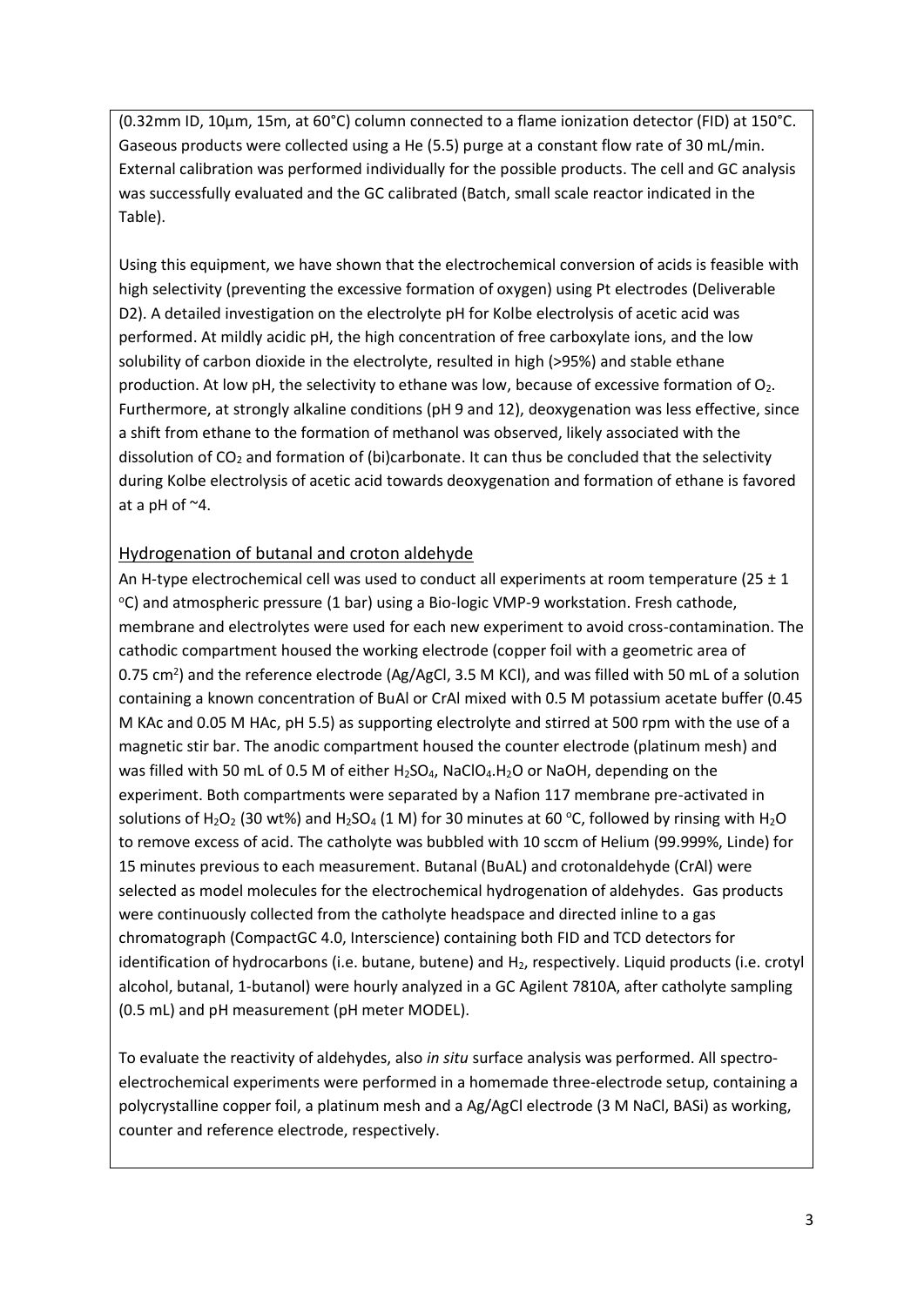(0.32mm ID, 10µm, 15m, at 60°C) column connected to a flame ionization detector (FID) at 150°C. Gaseous products were collected using a He (5.5) purge at a constant flow rate of 30 mL/min. External calibration was performed individually for the possible products. The cell and GC analysis was successfully evaluated and the GC calibrated (Batch, small scale reactor indicated in the Table).

Using this equipment, we have shown that the electrochemical conversion of acids is feasible with high selectivity (preventing the excessive formation of oxygen) using Pt electrodes (Deliverable D2). A detailed investigation on the electrolyte pH for Kolbe electrolysis of acetic acid was performed. At mildly acidic pH, the high concentration of free carboxylate ions, and the low solubility of carbon dioxide in the electrolyte, resulted in high (>95%) and stable ethane production. At low pH, the selectivity to ethane was low, because of excessive formation of $O_2$. Furthermore, at strongly alkaline conditions (pH 9 and 12), deoxygenation was less effective, since a shift from ethane to the formation of methanol was observed, likely associated with the dissolution of $CO_2$ and formation of (bi)carbonate. It can thus be concluded that the selectivity during Kolbe electrolysis of acetic acid towards deoxygenation and formation of ethane is favored at a pH of ~4.

## Hydrogenation of butanal and croton aldehyde

An H-type electrochemical cell was used to conduct all experiments at room temperature (25 ± 1 °C) and atmospheric pressure (1 bar) using a Bio-logic VMP-9 workstation. Fresh cathode, membrane and electrolytes were used for each new experiment to avoid cross-contamination. The cathodic compartment housed the working electrode (copper foil with a geometric area of 0.75 cm$^2$) and the reference electrode (Ag/AgCl, 3.5 M KCl), and was filled with 50 mL of a solution containing a known concentration of BuAl or CrAl mixed with 0.5 M potassium acetate buffer (0.45 M KAc and 0.05 M HAc, pH 5.5) as supporting electrolyte and stirred at 500 rpm with the use of a magnetic stir bar. The anodic compartment housed the counter electrode (platinum mesh) and was filled with 50 mL of 0.5 M of either $H_2SO_4$, $NaClO_4.H_2O$ or NaOH, depending on the experiment. Both compartments were separated by a Nafion 117 membrane pre-activated in solutions of $H_2O_2$ (30 wt%) and $H_2SO_4$ (1 M) for 30 minutes at 60 °C, followed by rinsing with $H_2O$ to remove excess of acid. The catholyte was bubbled with 10 sccm of Helium (99.999%, Linde) for 15 minutes previous to each measurement. Butanal (BuAL) and crotonaldehyde (CrAl) were selected as model molecules for the electrochemical hydrogenation of aldehydes. Gas products were continuously collected from the catholyte headspace and directed inline to a gas chromatograph (CompactGC 4.0, Interscience) containing both FID and TCD detectors for identification of hydrocarbons (i.e. butane, butene) and $H_2$, respectively. Liquid products (i.e. crotyl alcohol, butanal, 1-butanol) were hourly analyzed in a GC Agilent 7810A, after catholyte sampling (0.5 mL) and pH measurement (pH meter MODEL).

To evaluate the reactivity of aldehydes, also *in situ* surface analysis was performed. All spectro-electrochemical experiments were performed in a homemade three-electrode setup, containing a polycrystalline copper foil, a platinum mesh and a Ag/AgCl electrode (3 M NaCl, BASi) as working, counter and reference electrode, respectively.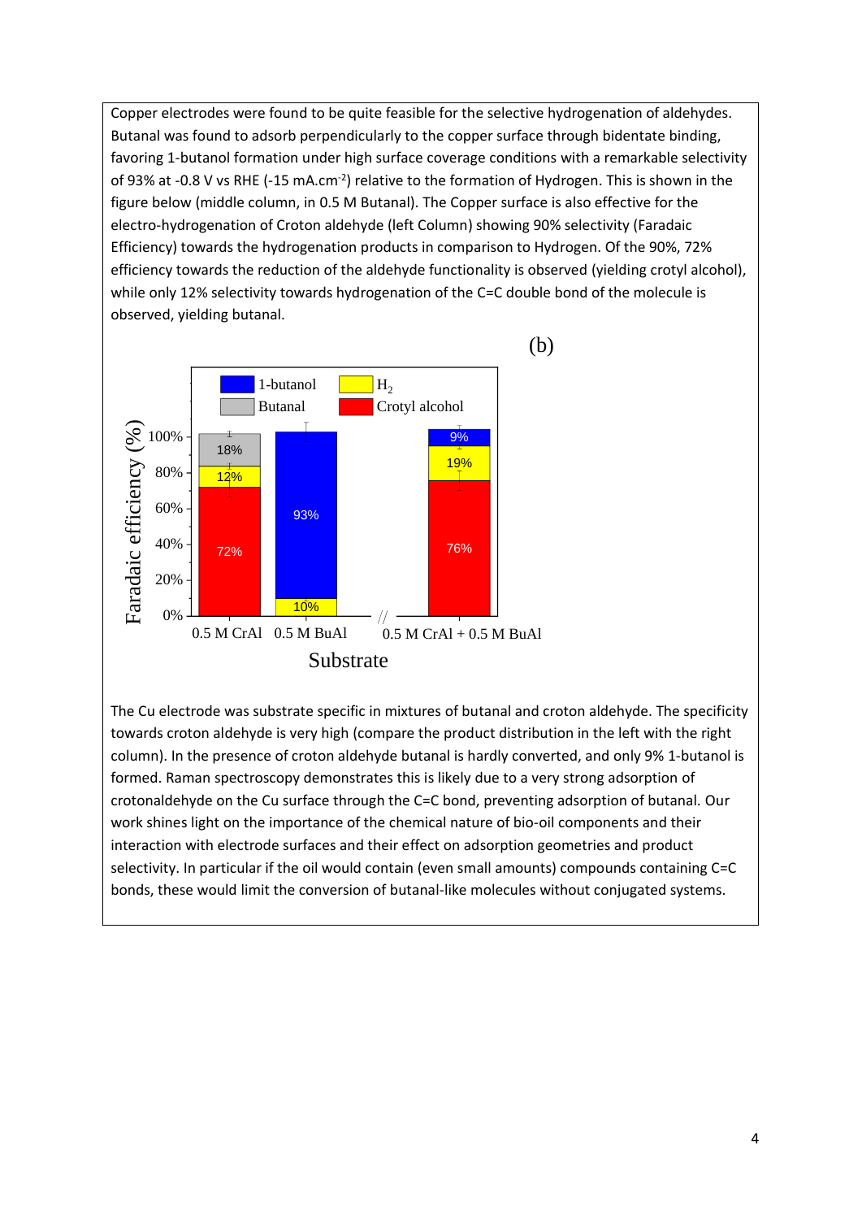Copper electrodes were found to be quite feasible for the selective hydrogenation of aldehydes. Butanal was found to adsorb perpendicularly to the copper surface through bidentate binding, favoring 1-butanol formation under high surface coverage conditions with a remarkable selectivity of 93% at -0.8 V vs RHE (-15 mA.cm$^{-2}$) relative to the formation of Hydrogen. This is shown in the figure below (middle column, in 0.5 M Butanal). The Copper surface is also effective for the electro-hydrogenation of Croton aldehyde (left Column) showing 90% selectivity (Faradaic Efficiency) towards the hydrogenation products in comparison to Hydrogen. Of the 90%, 72% efficiency towards the reduction of the aldehyde functionality is observed (yielding crotyl alcohol), while only 12% selectivity towards hydrogenation of the C=C double bond of the molecule is observed, yielding butanal.

The Cu electrode was substrate specific in mixtures of butanal and croton aldehyde. The specificity towards croton aldehyde is very high (compare the product distribution in the left with the right column). In the presence of croton aldehyde butanal is hardly converted, and only 9% 1-butanol is formed. Raman spectroscopy demonstrates this is likely due to a very strong adsorption of crotonaldehyde on the Cu surface through the C=C bond, preventing adsorption of butanal. Our work shines light on the importance of the chemical nature of bio-oil components and their interaction with electrode surfaces and their effect on adsorption geometries and product selectivity. In particular if the oil would contain (even small amounts) compounds containing C=C bonds, these would limit the conversion of butanal-like molecules without conjugated systems.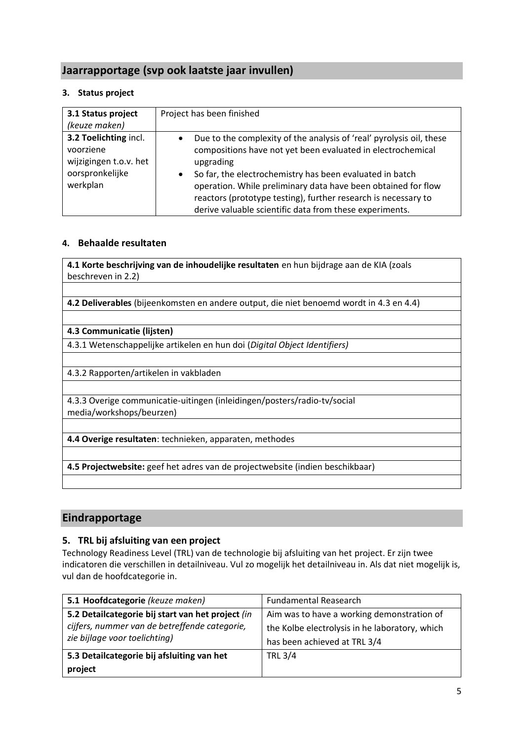## Jaarrapportage (svp ook laatste jaar invullen)

### 3. Status project

| 3.1 Status project *(keuze maken)* | Project has been finished |
|---|---|
| **3.2 Toelichting** incl. voorziene wijzigingen t.o.v. het oorspronkelijke werkplan | • Due to the complexity of the analysis of 'real' pyrolysis oil, these compositions have not yet been evaluated in electrochemical upgrading<br>• So far, the electrochemistry has been evaluated in batch operation. While preliminary data have been obtained for flow reactors (prototype testing), further research is necessary to derive valuable scientific data from these experiments. |

### 4. Behaalde resultaten

| **4.1 Korte beschrijving van de inhoudelijke resultaten** en hun bijdrage aan de KIA (zoals beschreven in 2.2) |
|---|
| |
| **4.2 Deliverables** (bijeenkomsten en andere output, die niet benoemd wordt in 4.3 en 4.4) |
| |
| **4.3 Communicatie (lijsten)** |
| 4.3.1 Wetenschappelijke artikelen en hun doi (*Digital Object Identifiers)* |
| |
| 4.3.2 Rapporten/artikelen in vakbladen |
| |
| 4.3.3 Overige communicatie-uitingen (inleidingen/posters/radio-tv/social media/workshops/beurzen) |
| |
| **4.4 Overige resultaten**: technieken, apparaten, methodes |
| |
| **4.5 Projectwebsite:** geef het adres van de projectwebsite (indien beschikbaar) |
| |

## Eindrapportage

### 5. TRL bij afsluiting van een project

Technology Readiness Level (TRL) van de technologie bij afsluiting van het project. Er zijn twee indicatoren die verschillen in detailniveau. Vul zo mogelijk het detailniveau in. Als dat niet mogelijk is, vul dan de hoofdcategorie in.

| **5.1 Hoofdcategorie** *(keuze maken)* | Fundamental Reasearch |
|---|---|
| **5.2 Detailcategorie bij start van het project** *(in cijfers, nummer van de betreffende categorie, zie bijlage voor toelichting)* | Aim was to have a working demonstration of the Kolbe electrolysis in he laboratory, which has been achieved at TRL 3/4 |
| **5.3 Detailcategorie bij afsluiting van het project** | TRL 3/4 |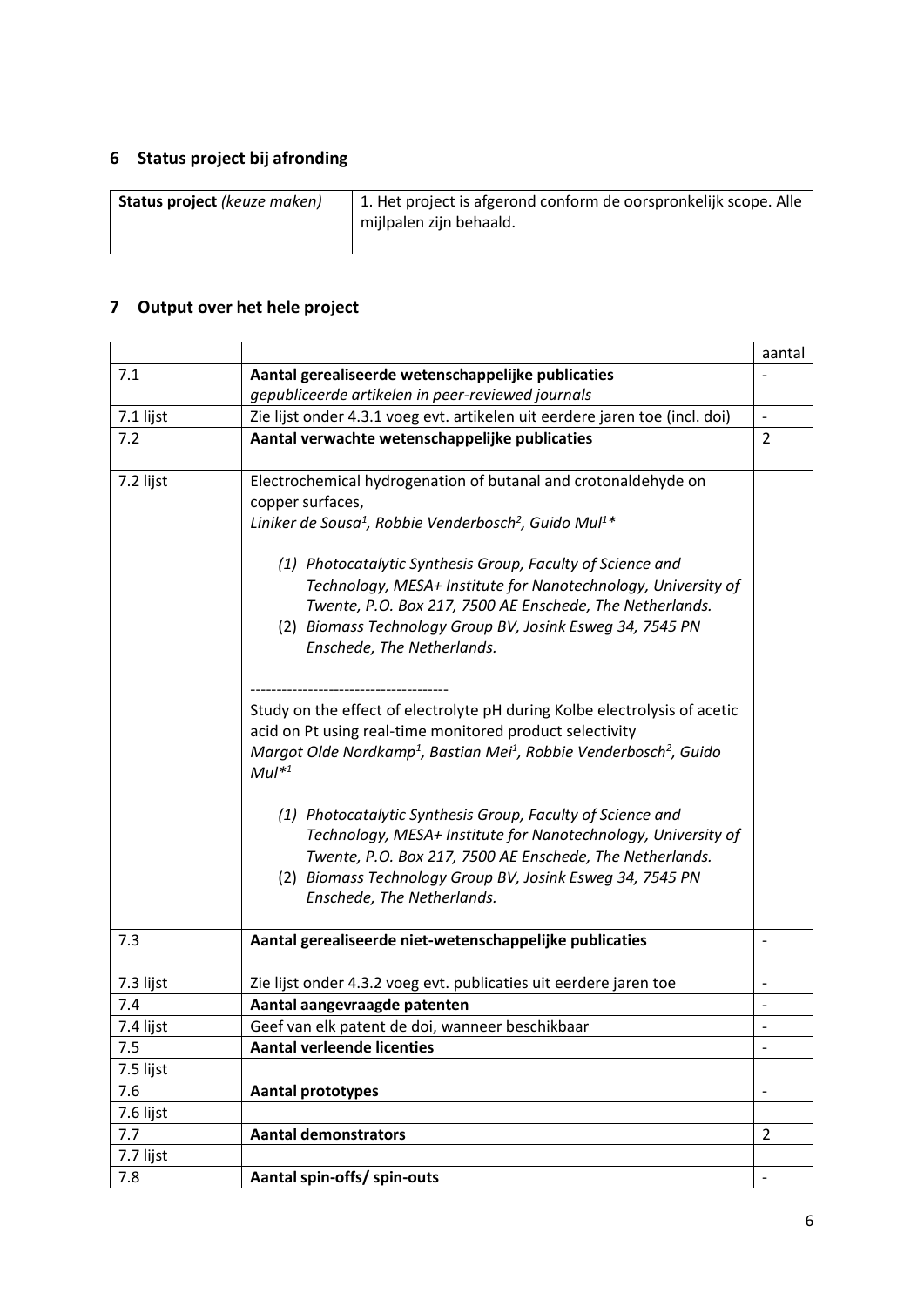## 6 Status project bij afronding

| **Status project** *(keuze maken)* | 1. Het project is afgerond conform de oorspronkelijk scope. Alle mijlpalen zijn behaald. |
|---|---|

## 7 Output over het hele project

| | | aantal |
|---|---|---|
| 7.1 | **Aantal gerealiseerde wetenschappelijke publicaties** *gepubliceerde artikelen in peer-reviewed journals* | - |
| 7.1 lijst | Zie lijst onder 4.3.1 voeg evt. artikelen uit eerdere jaren toe (incl. doi) | - |
| 7.2 | **Aantal verwachte wetenschappelijke publicaties** | 2 |
| 7.2 lijst | Electrochemical hydrogenation of butanal and crotonaldehyde on copper surfaces, *Liniker de Sousa[1], Robbie Venderbosch[2], Guido Mul[1]** <br><br> *(1) Photocatalytic Synthesis Group, Faculty of Science and Technology, MESA+ Institute for Nanotechnology, University of Twente, P.O. Box 217, 7500 AE Enschede, The Netherlands.* <br> *(2) Biomass Technology Group BV, Josink Esweg 34, 7545 PN Enschede, The Netherlands.* <br><br> -------------------------------------- <br> Study on the effect of electrolyte pH during Kolbe electrolysis of acetic acid on Pt using real-time monitored product selectivity <br> *Margot Olde Nordkamp[1], Bastian Mei[1], Robbie Venderbosch[2], Guido Mul*[1]* <br><br> *(1) Photocatalytic Synthesis Group, Faculty of Science and Technology, MESA+ Institute for Nanotechnology, University of Twente, P.O. Box 217, 7500 AE Enschede, The Netherlands.* <br> *(2) Biomass Technology Group BV, Josink Esweg 34, 7545 PN Enschede, The Netherlands.* | |
| 7.3 | **Aantal gerealiseerde niet-wetenschappelijke publicaties** | - |
| 7.3 lijst | Zie lijst onder 4.3.2 voeg evt. publicaties uit eerdere jaren toe | - |
| 7.4 | **Aantal aangevraagde patenten** | - |
| 7.4 lijst | Geef van elk patent de doi, wanneer beschikbaar | - |
| 7.5 | **Aantal verleende licenties** | - |
| 7.5 lijst | | |
| 7.6 | **Aantal prototypes** | - |
| 7.6 lijst | | |
| 7.7 | **Aantal demonstrators** | 2 |
| 7.7 lijst | | |
| 7.8 | **Aantal spin-offs/ spin-outs** | - |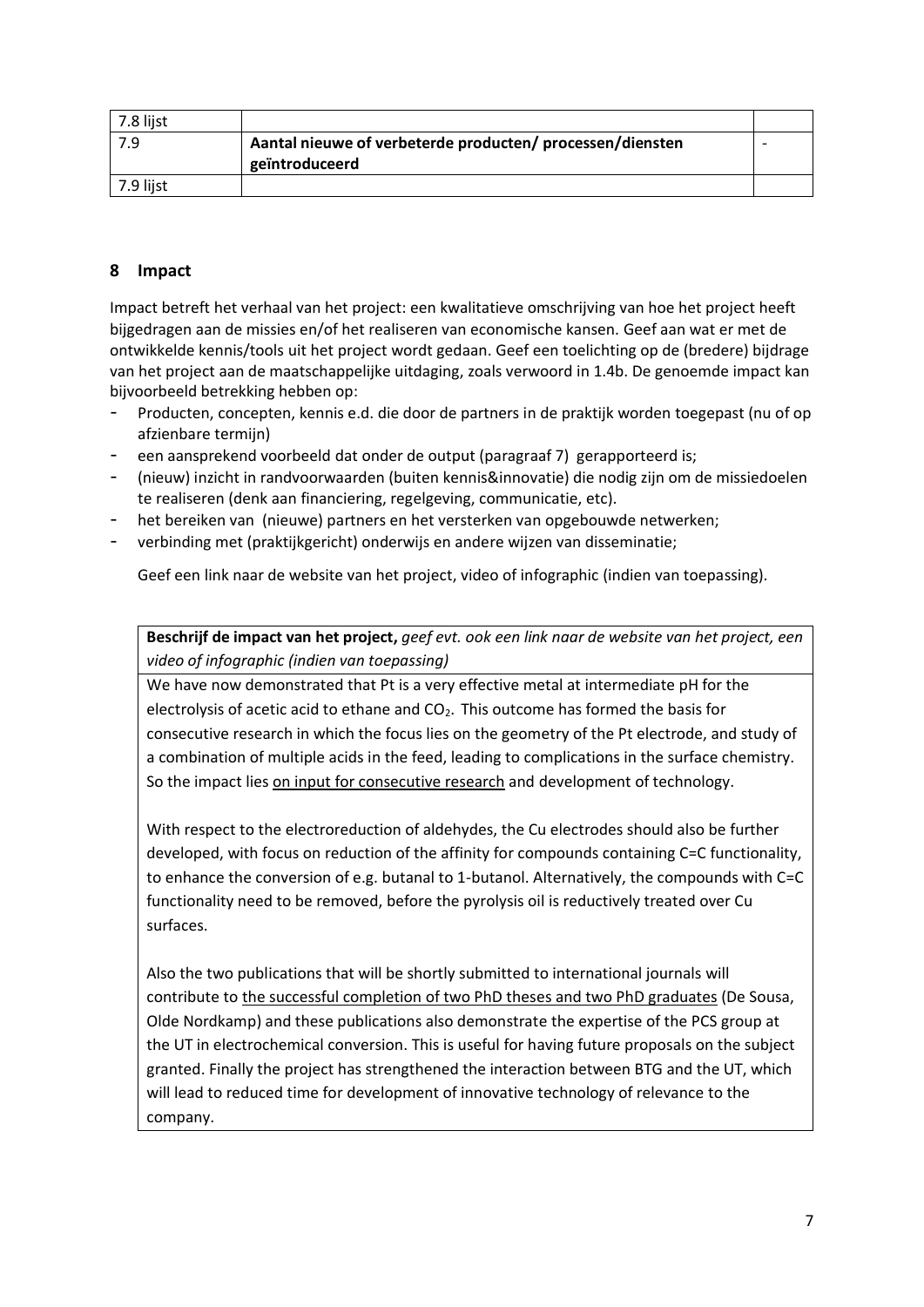| 7.8 lijst | | |
|---|---|---|
| 7.9 | **Aantal nieuwe of verbeterde producten/ processen/diensten geïntroduceerd** | - |
| 7.9 lijst | | |

## 8 Impact

Impact betreft het verhaal van het project: een kwalitatieve omschrijving van hoe het project heeft bijgedragen aan de missies en/of het realiseren van economische kansen. Geef aan wat er met de ontwikkelde kennis/tools uit het project wordt gedaan. Geef een toelichting op de (bredere) bijdrage van het project aan de maatschappelijke uitdaging, zoals verwoord in 1.4b. De genoemde impact kan bijvoorbeeld betrekking hebben op:

- Producten, concepten, kennis e.d. die door de partners in de praktijk worden toegepast (nu of op afzienbare termijn)
- een aansprekend voorbeeld dat onder de output (paragraaf 7) gerapporteerd is;
- (nieuw) inzicht in randvoorwaarden (buiten kennis&innovatie) die nodig zijn om de missiedoelen te realiseren (denk aan financiering, regelgeving, communicatie, etc).
- het bereiken van (nieuwe) partners en het versterken van opgebouwde netwerken;
- verbinding met (praktijkgericht) onderwijs en andere wijzen van disseminatie;

Geef een link naar de website van het project, video of infographic (indien van toepassing).

| **Beschrijf de impact van het project,** *geef evt. ook een link naar de website van het project, een video of infographic (indien van toepassing)* |
|---|
| We have now demonstrated that Pt is a very effective metal at intermediate pH for the electrolysis of acetic acid to ethane and $CO_2$. This outcome has formed the basis for consecutive research in which the focus lies on the geometry of the Pt electrode, and study of a combination of multiple acids in the feed, leading to complications in the surface chemistry. So the impact lies <u>on input for consecutive research</u> and development of technology.<br><br>With respect to the electroreduction of aldehydes, the Cu electrodes should also be further developed, with focus on reduction of the affinity for compounds containing C=C functionality, to enhance the conversion of e.g. butanal to 1-butanol. Alternatively, the compounds with C=C functionality need to be removed, before the pyrolysis oil is reductively treated over Cu surfaces.<br><br>Also the two publications that will be shortly submitted to international journals will contribute to <u>the successful completion of two PhD theses and two PhD graduates</u> (De Sousa, Olde Nordkamp) and these publications also demonstrate the expertise of the PCS group at the UT in electrochemical conversion. This is useful for having future proposals on the subject granted. Finally the project has strengthened the interaction between BTG and the UT, which will lead to reduced time for development of innovative technology of relevance to the company. |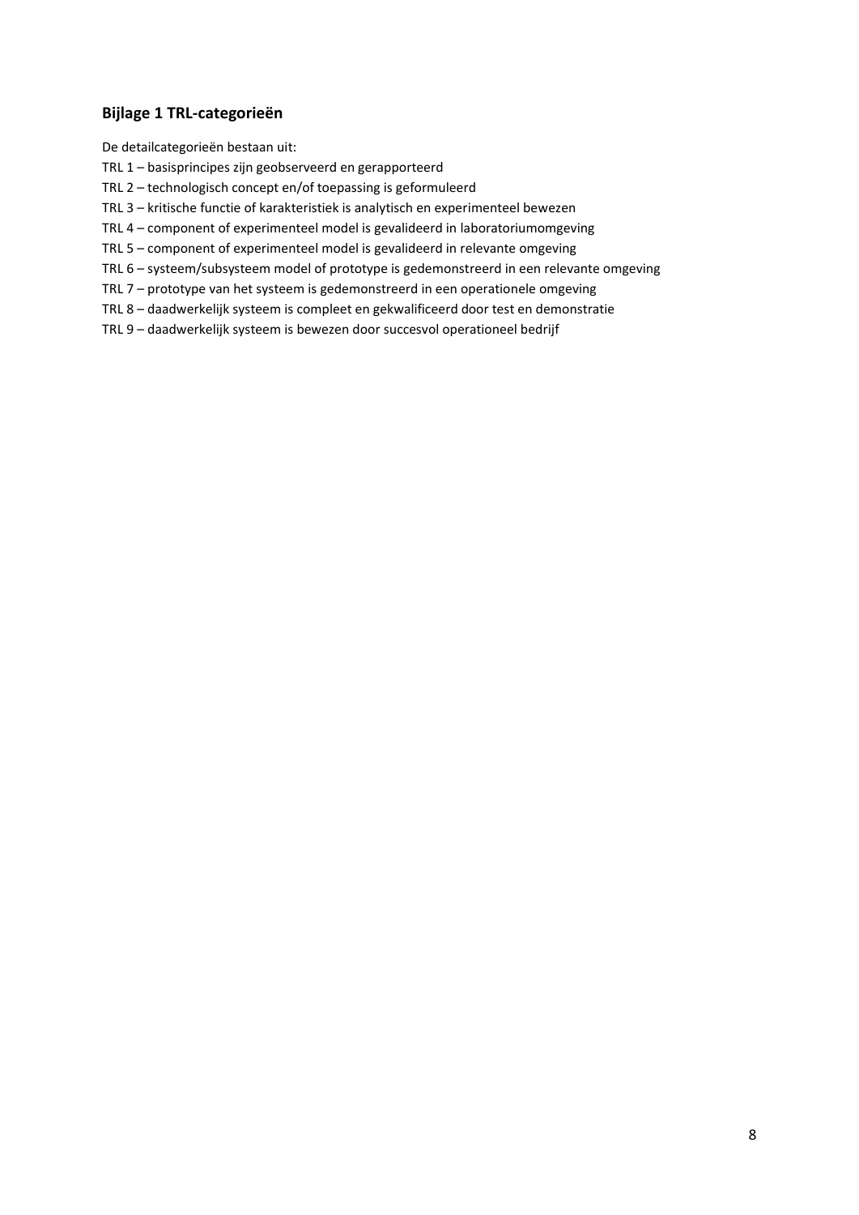## Bijlage 1 TRL-categorieën

De detailcategorieën bestaan uit:

TRL 1 – basisprincipes zijn geobserveerd en gerapporteerd

TRL 2 – technologisch concept en/of toepassing is geformuleerd

TRL 3 – kritische functie of karakteristiek is analytisch en experimenteel bewezen

TRL 4 – component of experimenteel model is gevalideerd in laboratoriumomgeving

TRL 5 – component of experimenteel model is gevalideerd in relevante omgeving

TRL 6 – systeem/subsysteem model of prototype is gedemonstreerd in een relevante omgeving

TRL 7 – prototype van het systeem is gedemonstreerd in een operationele omgeving

TRL 8 – daadwerkelijk systeem is compleet en gekwalificeerd door test en demonstratie

TRL 9 – daadwerkelijk systeem is bewezen door succesvol operationeel bedrijf